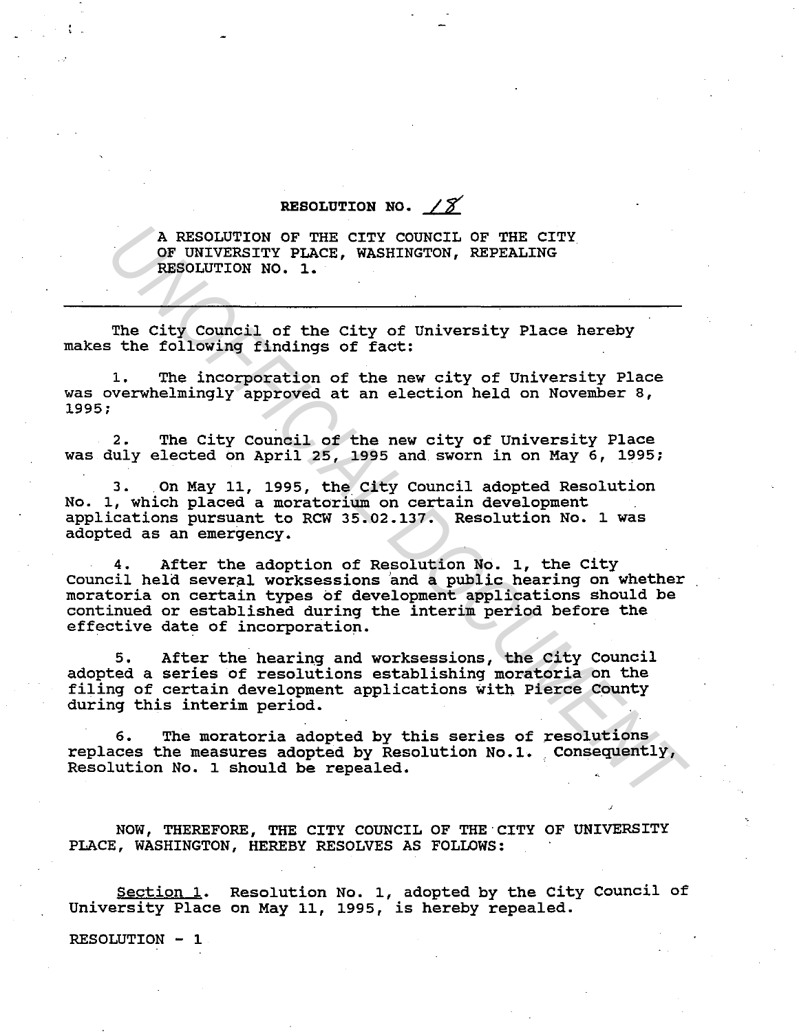# RESOLUTION NO. 18

A RESOLUTION OF THE CITY COUNCIL OF THE CITY OF UNIVERSITY PLACE, WASHINGTON, REPEALING RESOLUTION NO. 1.

---

The City Council of the City of University Place hereby makes the following findings of fact:

1. The incorporation of the new city of University Place was overwhelmingly approved at an election held on November 8, 1995;

2. The City Council of the new city of University Place was duly elected on April 25, 1995 and sworn in on May 6, 1995;

3. On May 11, 1995, the City Council adopted Resolution No. 1, which placed a moratorium on certain development applications pursuant to RCW 35.02.137. Resolution No. 1 was adopted as an emergency.

4. After the adoption of Resolution No. 1, the City Council held several worksessions and a public hearing on whether moratoria on certain types of development applications should be continued or established during the interim period before the effective date of incorporation.

5. After the hearing and worksessions, the City Council adopted a series of resolutions establishing moratoria on the filing of certain development applications with Pierce County during this interim period.

6. The moratoria adopted by this series of resolutions replaces the measures adopted by Resolution No.1. Consequently, Resolution No. 1 should be repealed.

NOW, THEREFORE, THE CITY COUNCIL OF THE CITY OF UNIVERSITY PLACE, WASHINGTON, HEREBY RESOLVES AS FOLLOWS:

Section 1. Resolution No. 1, adopted by the City Council of University Place on May 11, 1995, is hereby repealed.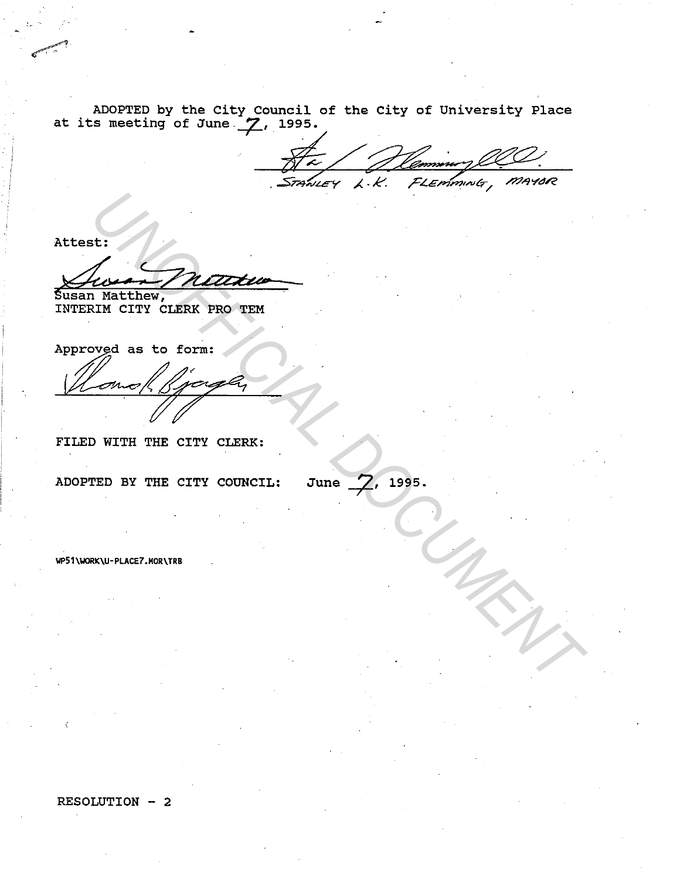ADOPTED by the City Council of the City of University Place at its meeting of June 7, 1995.

STANLEY L.K. FLEMMING, MAYOR

Attest:

Susan Matthew,
INTERIM CITY CLERK PRO TEM

Approved as to form:

FILED WITH THE CITY CLERK:

ADOPTED BY THE CITY COUNCIL: June 7, 1995.

WP51\WORK\U-PLACE7.MOR\TRB

RESOLUTION - 2